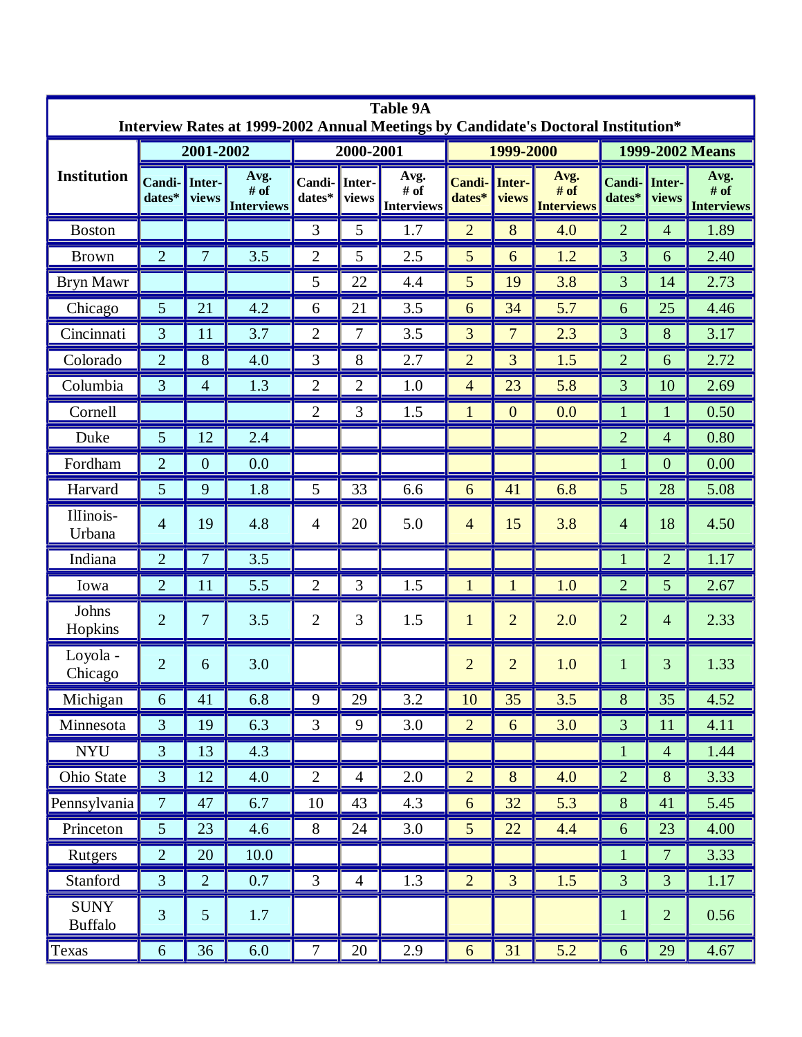**Table 9A**
**Interview Rates at 1999-2002 Annual Meetings by Candidate's Doctoral Institution***

| Institution | 2001-2002 | | | 2000-2001 | | | 1999-2000 | | | 1999-2002 Means | | |
|---|---|---|---|---|---|---|---|---|---|---|---|---|
| | Candi-dates* | Inter-views | Avg. # of Interviews | Candi-dates* | Inter-views | Avg. # of Interviews | Candi-dates* | Inter-views | Avg. # of Interviews | Candi-dates* | Inter-views | Avg. # of Interviews |
| Boston | | | | 3 | 5 | 1.7 | 2 | 8 | 4.0 | 2 | 4 | 1.89 |
| Brown | 2 | 7 | 3.5 | 2 | 5 | 2.5 | 5 | 6 | 1.2 | 3 | 6 | 2.40 |
| Bryn Mawr | | | | 5 | 22 | 4.4 | 5 | 19 | 3.8 | 3 | 14 | 2.73 |
| Chicago | 5 | 21 | 4.2 | 6 | 21 | 3.5 | 6 | 34 | 5.7 | 6 | 25 | 4.46 |
| Cincinnati | 3 | 11 | 3.7 | 2 | 7 | 3.5 | 3 | 7 | 2.3 | 3 | 8 | 3.17 |
| Colorado | 2 | 8 | 4.0 | 3 | 8 | 2.7 | 2 | 3 | 1.5 | 2 | 6 | 2.72 |
| Columbia | 3 | 4 | 1.3 | 2 | 2 | 1.0 | 4 | 23 | 5.8 | 3 | 10 | 2.69 |
| Cornell | | | | 2 | 3 | 1.5 | 1 | 0 | 0.0 | 1 | 1 | 0.50 |
| Duke | 5 | 12 | 2.4 | | | | | | | 2 | 4 | 0.80 |
| Fordham | 2 | 0 | 0.0 | | | | | | | 1 | 0 | 0.00 |
| Harvard | 5 | 9 | 1.8 | 5 | 33 | 6.6 | 6 | 41 | 6.8 | 5 | 28 | 5.08 |
| Illinois-Urbana | 4 | 19 | 4.8 | 4 | 20 | 5.0 | 4 | 15 | 3.8 | 4 | 18 | 4.50 |
| Indiana | 2 | 7 | 3.5 | | | | | | | 1 | 2 | 1.17 |
| Iowa | 2 | 11 | 5.5 | 2 | 3 | 1.5 | 1 | 1 | 1.0 | 2 | 5 | 2.67 |
| Johns Hopkins | 2 | 7 | 3.5 | 2 | 3 | 1.5 | 1 | 2 | 2.0 | 2 | 4 | 2.33 |
| Loyola - Chicago | 2 | 6 | 3.0 | | | | 2 | 2 | 1.0 | 1 | 3 | 1.33 |
| Michigan | 6 | 41 | 6.8 | 9 | 29 | 3.2 | 10 | 35 | 3.5 | 8 | 35 | 4.52 |
| Minnesota | 3 | 19 | 6.3 | 3 | 9 | 3.0 | 2 | 6 | 3.0 | 3 | 11 | 4.11 |
| NYU | 3 | 13 | 4.3 | | | | | | | 1 | 4 | 1.44 |
| Ohio State | 3 | 12 | 4.0 | 2 | 4 | 2.0 | 2 | 8 | 4.0 | 2 | 8 | 3.33 |
| Pennsylvania | 7 | 47 | 6.7 | 10 | 43 | 4.3 | 6 | 32 | 5.3 | 8 | 41 | 5.45 |
| Princeton | 5 | 23 | 4.6 | 8 | 24 | 3.0 | 5 | 22 | 4.4 | 6 | 23 | 4.00 |
| Rutgers | 2 | 20 | 10.0 | | | | | | | 1 | 7 | 3.33 |
| Stanford | 3 | 2 | 0.7 | 3 | 4 | 1.3 | 2 | 3 | 1.5 | 3 | 3 | 1.17 |
| SUNY Buffalo | 3 | 5 | 1.7 | | | | | | | 1 | 2 | 0.56 |
| Texas | 6 | 36 | 6.0 | 7 | 20 | 2.9 | 6 | 31 | 5.2 | 6 | 29 | 4.67 |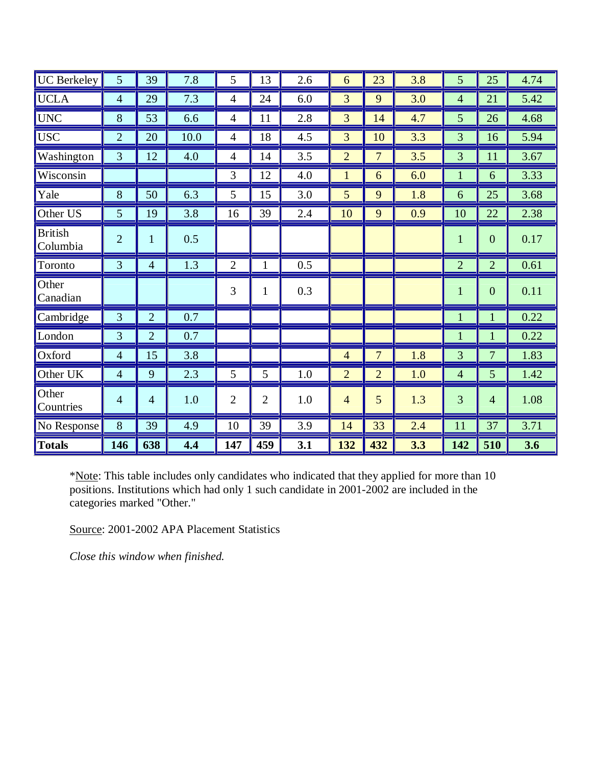| | | | | | | | | | | | | |
|---|---|---|---|---|---|---|---|---|---|---|---|---|
| UC Berkeley | 5 | 39 | 7.8 | 5 | 13 | 2.6 | 6 | 23 | 3.8 | 5 | 25 | 4.74 |
| UCLA | 4 | 29 | 7.3 | 4 | 24 | 6.0 | 3 | 9 | 3.0 | 4 | 21 | 5.42 |
| UNC | 8 | 53 | 6.6 | 4 | 11 | 2.8 | 3 | 14 | 4.7 | 5 | 26 | 4.68 |
| USC | 2 | 20 | 10.0 | 4 | 18 | 4.5 | 3 | 10 | 3.3 | 3 | 16 | 5.94 |
| Washington | 3 | 12 | 4.0 | 4 | 14 | 3.5 | 2 | 7 | 3.5 | 3 | 11 | 3.67 |
| Wisconsin | | | | 3 | 12 | 4.0 | 1 | 6 | 6.0 | 1 | 6 | 3.33 |
| Yale | 8 | 50 | 6.3 | 5 | 15 | 3.0 | 5 | 9 | 1.8 | 6 | 25 | 3.68 |
| Other US | 5 | 19 | 3.8 | 16 | 39 | 2.4 | 10 | 9 | 0.9 | 10 | 22 | 2.38 |
| British Columbia | 2 | 1 | 0.5 | | | | | | | 1 | 0 | 0.17 |
| Toronto | 3 | 4 | 1.3 | 2 | 1 | 0.5 | | | | 2 | 2 | 0.61 |
| Other Canadian | | | | 3 | 1 | 0.3 | | | | 1 | 0 | 0.11 |
| Cambridge | 3 | 2 | 0.7 | | | | | | | 1 | 1 | 0.22 |
| London | 3 | 2 | 0.7 | | | | | | | 1 | 1 | 0.22 |
| Oxford | 4 | 15 | 3.8 | | | | 4 | 7 | 1.8 | 3 | 7 | 1.83 |
| Other UK | 4 | 9 | 2.3 | 5 | 5 | 1.0 | 2 | 2 | 1.0 | 4 | 5 | 1.42 |
| Other Countries | 4 | 4 | 1.0 | 2 | 2 | 1.0 | 4 | 5 | 1.3 | 3 | 4 | 1.08 |
| No Response | 8 | 39 | 4.9 | 10 | 39 | 3.9 | 14 | 33 | 2.4 | 11 | 37 | 3.71 |
| **Totals** | **146** | **638** | **4.4** | **147** | **459** | **3.1** | **132** | **432** | **3.3** | **142** | **510** | **3.6** |

*Note: This table includes only candidates who indicated that they applied for more than 10 positions. Institutions which had only 1 such candidate in 2001-2002 are included in the categories marked "Other."

Source: 2001-2002 APA Placement Statistics

*Close this window when finished.*